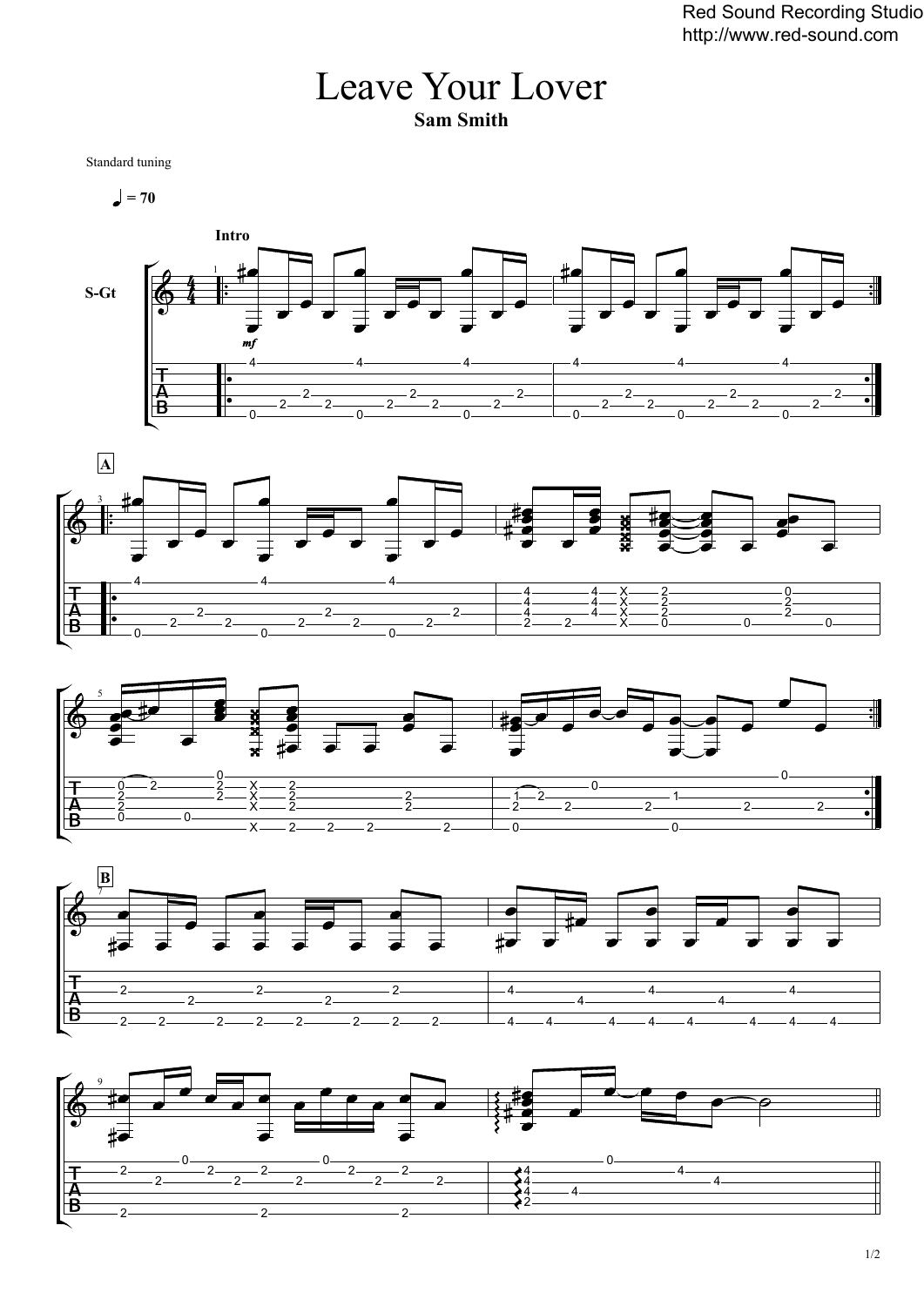# Leave Your Lover

**Sam Smith**

Standard tuning

♩ = 70

**Intro**

S-Gt

*mf*

**A**

**B**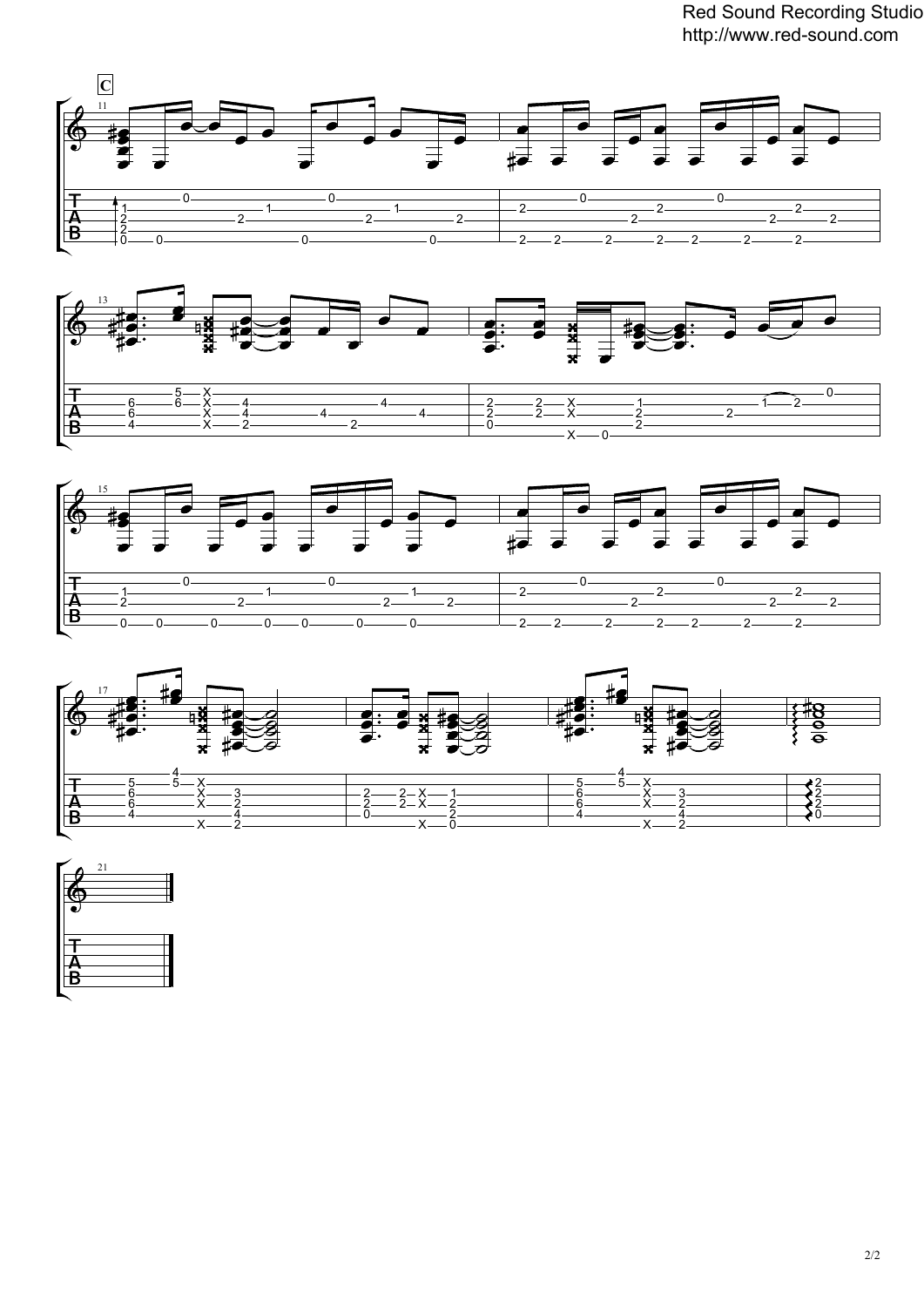Red Sound Recording Studio
http://www.red-sound.com